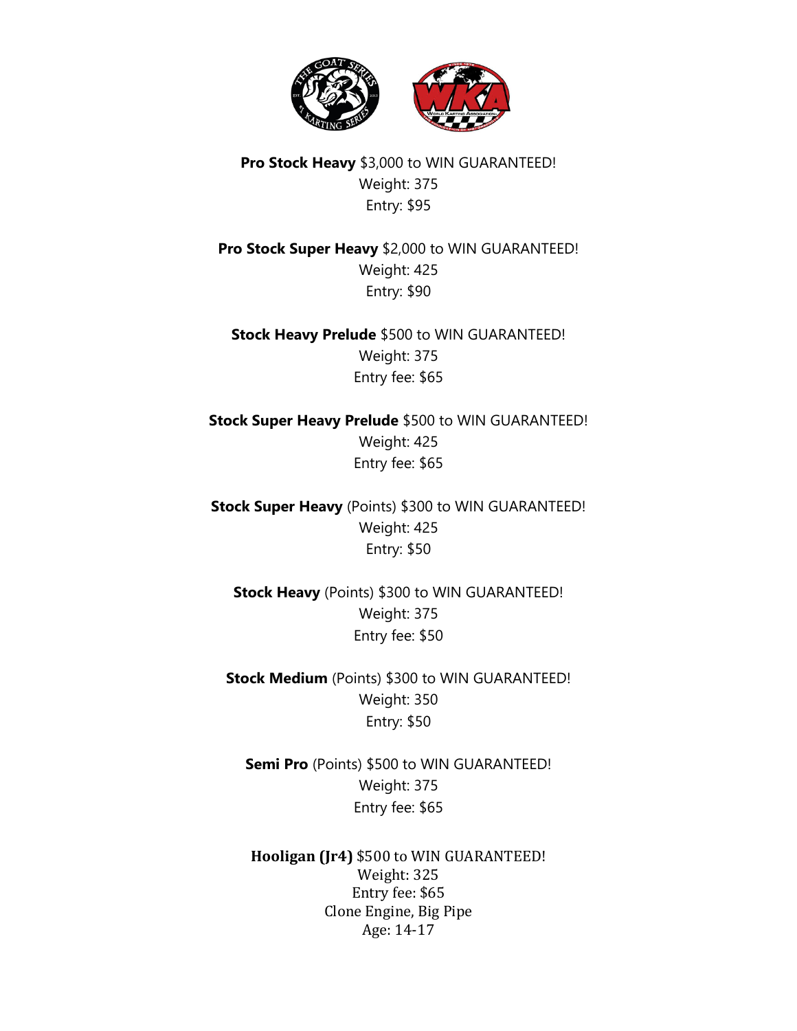**Pro Stock Heavy** $3,000 to WIN GUARANTEED!
Weight: 375
Entry: $95

**Pro Stock Super Heavy** $2,000 to WIN GUARANTEED!
Weight: 425
Entry: $90

**Stock Heavy Prelude** $500 to WIN GUARANTEED!
Weight: 375
Entry fee: $65

**Stock Super Heavy Prelude** $500 to WIN GUARANTEED!
Weight: 425
Entry fee: $65

**Stock Super Heavy** (Points) $300 to WIN GUARANTEED!
Weight: 425
Entry: $50

**Stock Heavy** (Points) $300 to WIN GUARANTEED!
Weight: 375
Entry fee: $50

**Stock Medium** (Points) $300 to WIN GUARANTEED!
Weight: 350
Entry: $50

**Semi Pro** (Points) $500 to WIN GUARANTEED!
Weight: 375
Entry fee: $65

**Hooligan (Jr4)** $500 to WIN GUARANTEED!
Weight: 325
Entry fee: $65
Clone Engine, Big Pipe
Age: 14-17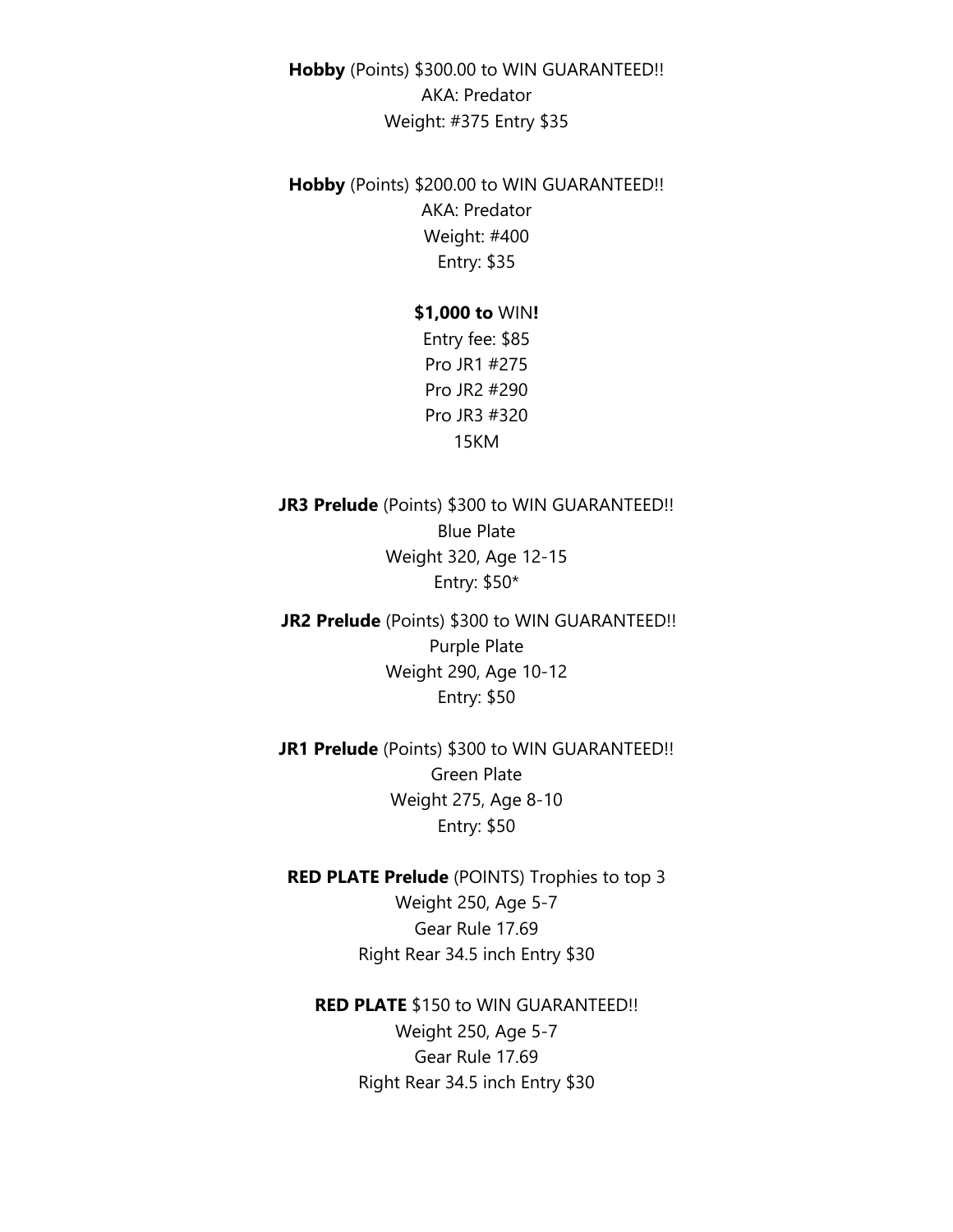**Hobby** (Points) $300.00 to WIN GUARANTEED!!
AKA: Predator
Weight: #375 Entry $35

**Hobby** (Points) $200.00 to WIN GUARANTEED!!
AKA: Predator
Weight: #400
Entry: $35

**$1,000 to** WIN**!**
Entry fee: $85
Pro JR1 #275
Pro JR2 #290
Pro JR3 #320
15KM

**JR3 Prelude** (Points) $300 to WIN GUARANTEED!!
Blue Plate
Weight 320, Age 12-15
Entry: $50*

**JR2 Prelude** (Points) $300 to WIN GUARANTEED!!
Purple Plate
Weight 290, Age 10-12
Entry: $50

**JR1 Prelude** (Points) $300 to WIN GUARANTEED!!
Green Plate
Weight 275, Age 8-10
Entry: $50

**RED PLATE Prelude** (POINTS) Trophies to top 3
Weight 250, Age 5-7
Gear Rule 17.69
Right Rear 34.5 inch Entry $30

**RED PLATE** $150 to WIN GUARANTEED!!
Weight 250, Age 5-7
Gear Rule 17.69
Right Rear 34.5 inch Entry $30